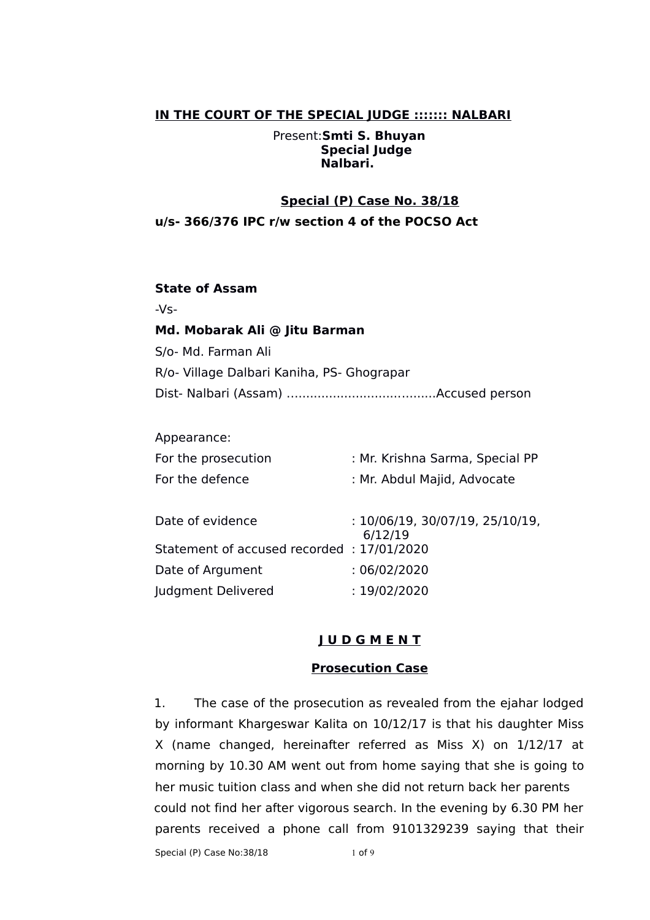**IN THE COURT OF THE SPECIAL JUDGE ::::::: NALBARI**

Present: **Smti S. Bhuyan**
**Special Judge**
**Nalbari.**

**Special (P) Case No. 38/18**

**u/s- 366/376 IPC r/w section 4 of the POCSO Act**

**State of Assam**

-Vs-

**Md. Mobarak Ali @ Jitu Barman**

S/o- Md. Farman Ali

R/o- Village Dalbari Kaniha, PS- Ghograpar

Dist- Nalbari (Assam) ..........................................Accused person

Appearance:

| | |
|---|---|
| For the prosecution | : Mr. Krishna Sarma, Special PP |
| For the defence | : Mr. Abdul Majid, Advocate |
| Date of evidence | : 10/06/19, 30/07/19, 25/10/19, 6/12/19 |
| Statement of accused recorded | : 17/01/2020 |
| Date of Argument | : 06/02/2020 |
| Judgment Delivered | : 19/02/2020 |

## J U D G M E N T

### Prosecution Case

1. The case of the prosecution as revealed from the ejahar lodged by informant Khargeswar Kalita on 10/12/17 is that his daughter Miss X (name changed, hereinafter referred as Miss X) on 1/12/17 at morning by 10.30 AM went out from home saying that she is going to her music tuition class and when she did not return back her parents could not find her after vigorous search. In the evening by 6.30 PM her parents received a phone call from 9101329239 saying that their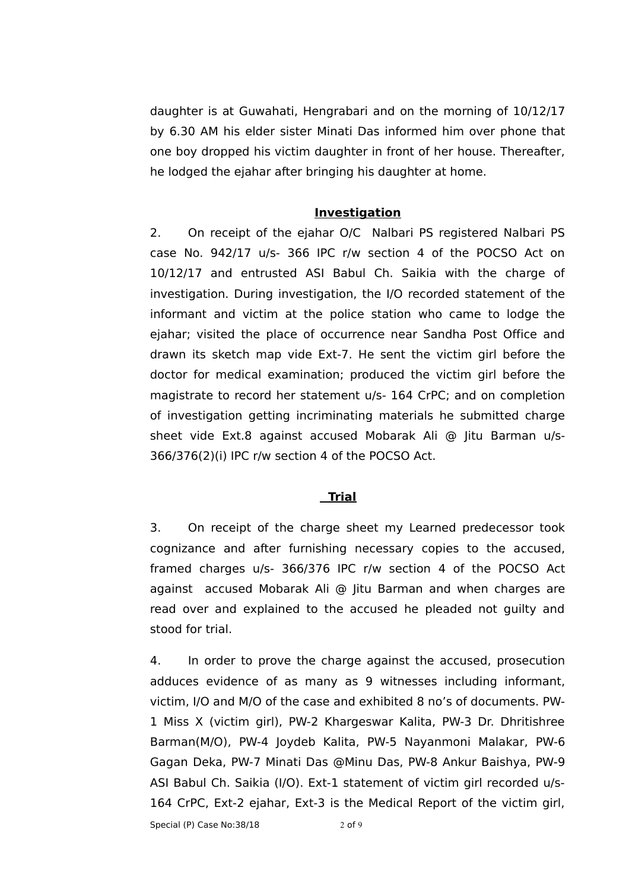daughter is at Guwahati, Hengrabari and on the morning of 10/12/17 by 6.30 AM his elder sister Minati Das informed him over phone that one boy dropped his victim daughter in front of her house. Thereafter, he lodged the ejahar after bringing his daughter at home.

## Investigation

2. On receipt of the ejahar O/C Nalbari PS registered Nalbari PS case No. 942/17 u/s- 366 IPC r/w section 4 of the POCSO Act on 10/12/17 and entrusted ASI Babul Ch. Saikia with the charge of investigation. During investigation, the I/O recorded statement of the informant and victim at the police station who came to lodge the ejahar; visited the place of occurrence near Sandha Post Office and drawn its sketch map vide Ext-7. He sent the victim girl before the doctor for medical examination; produced the victim girl before the magistrate to record her statement u/s- 164 CrPC; and on completion of investigation getting incriminating materials he submitted charge sheet vide Ext.8 against accused Mobarak Ali @ Jitu Barman u/s- 366/376(2)(i) IPC r/w section 4 of the POCSO Act.

## Trial

3. On receipt of the charge sheet my Learned predecessor took cognizance and after furnishing necessary copies to the accused, framed charges u/s- 366/376 IPC r/w section 4 of the POCSO Act against accused Mobarak Ali @ Jitu Barman and when charges are read over and explained to the accused he pleaded not guilty and stood for trial.

4. In order to prove the charge against the accused, prosecution adduces evidence of as many as 9 witnesses including informant, victim, I/O and M/O of the case and exhibited 8 no's of documents. PW-1 Miss X (victim girl), PW-2 Khargeswar Kalita, PW-3 Dr. Dhritishree Barman(M/O), PW-4 Joydeb Kalita, PW-5 Nayanmoni Malakar, PW-6 Gagan Deka, PW-7 Minati Das @Minu Das, PW-8 Ankur Baishya, PW-9 ASI Babul Ch. Saikia (I/O). Ext-1 statement of victim girl recorded u/s-164 CrPC, Ext-2 ejahar, Ext-3 is the Medical Report of the victim girl,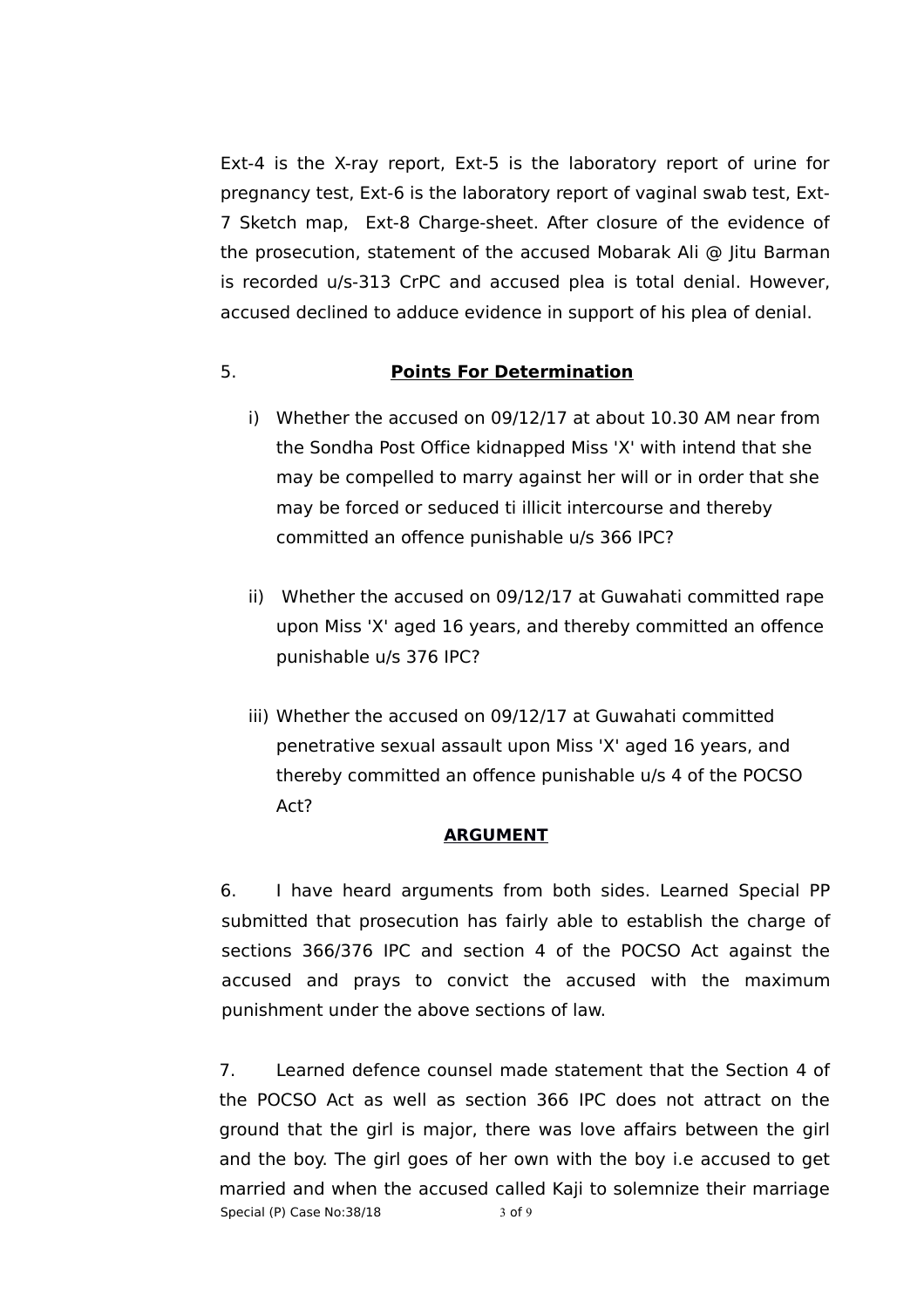Ext-4 is the X-ray report, Ext-5 is the laboratory report of urine for pregnancy test, Ext-6 is the laboratory report of vaginal swab test, Ext-7 Sketch map, Ext-8 Charge-sheet. After closure of the evidence of the prosecution, statement of the accused Mobarak Ali @ Jitu Barman is recorded u/s-313 CrPC and accused plea is total denial. However, accused declined to adduce evidence in support of his plea of denial.

5. **Points For Determination**

i) Whether the accused on 09/12/17 at about 10.30 AM near from the Sondha Post Office kidnapped Miss 'X' with intend that she may be compelled to marry against her will or in order that she may be forced or seduced ti illicit intercourse and thereby committed an offence punishable u/s 366 IPC?

ii) Whether the accused on 09/12/17 at Guwahati committed rape upon Miss 'X' aged 16 years, and thereby committed an offence punishable u/s 376 IPC?

iii) Whether the accused on 09/12/17 at Guwahati committed penetrative sexual assault upon Miss 'X' aged 16 years, and thereby committed an offence punishable u/s 4 of the POCSO Act?

**ARGUMENT**

6. I have heard arguments from both sides. Learned Special PP submitted that prosecution has fairly able to establish the charge of sections 366/376 IPC and section 4 of the POCSO Act against the accused and prays to convict the accused with the maximum punishment under the above sections of law.

7. Learned defence counsel made statement that the Section 4 of the POCSO Act as well as section 366 IPC does not attract on the ground that the girl is major, there was love affairs between the girl and the boy. The girl goes of her own with the boy i.e accused to get married and when the accused called Kaji to solemnize their marriage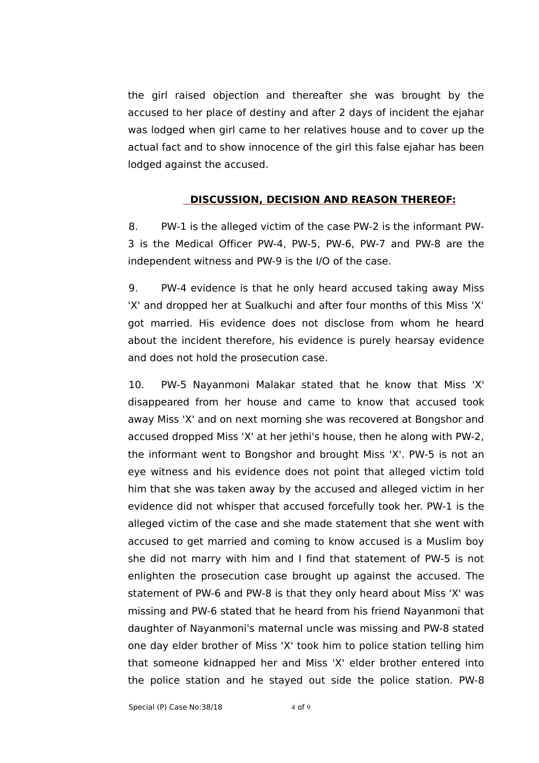the girl raised objection and thereafter she was brought by the accused to her place of destiny and after 2 days of incident the ejahar was lodged when girl came to her relatives house and to cover up the actual fact and to show innocence of the girl this false ejahar has been lodged against the accused.

**DISCUSSION, DECISION AND REASON THEREOF:**

8. PW-1 is the alleged victim of the case PW-2 is the informant PW-3 is the Medical Officer PW-4, PW-5, PW-6, PW-7 and PW-8 are the independent witness and PW-9 is the I/O of the case.

9. PW-4 evidence is that he only heard accused taking away Miss 'X' and dropped her at Sualkuchi and after four months of this Miss 'X' got married. His evidence does not disclose from whom he heard about the incident therefore, his evidence is purely hearsay evidence and does not hold the prosecution case.

10. PW-5 Nayanmoni Malakar stated that he know that Miss 'X' disappeared from her house and came to know that accused took away Miss 'X' and on next morning she was recovered at Bongshor and accused dropped Miss 'X' at her jethi's house, then he along with PW-2, the informant went to Bongshor and brought Miss 'X'. PW-5 is not an eye witness and his evidence does not point that alleged victim told him that she was taken away by the accused and alleged victim in her evidence did not whisper that accused forcefully took her. PW-1 is the alleged victim of the case and she made statement that she went with accused to get married and coming to know accused is a Muslim boy she did not marry with him and I find that statement of PW-5 is not enlighten the prosecution case brought up against the accused. The statement of PW-6 and PW-8 is that they only heard about Miss 'X' was missing and PW-6 stated that he heard from his friend Nayanmoni that daughter of Nayanmoni's maternal uncle was missing and PW-8 stated one day elder brother of Miss 'X' took him to police station telling him that someone kidnapped her and Miss 'X' elder brother entered into the police station and he stayed out side the police station. PW-8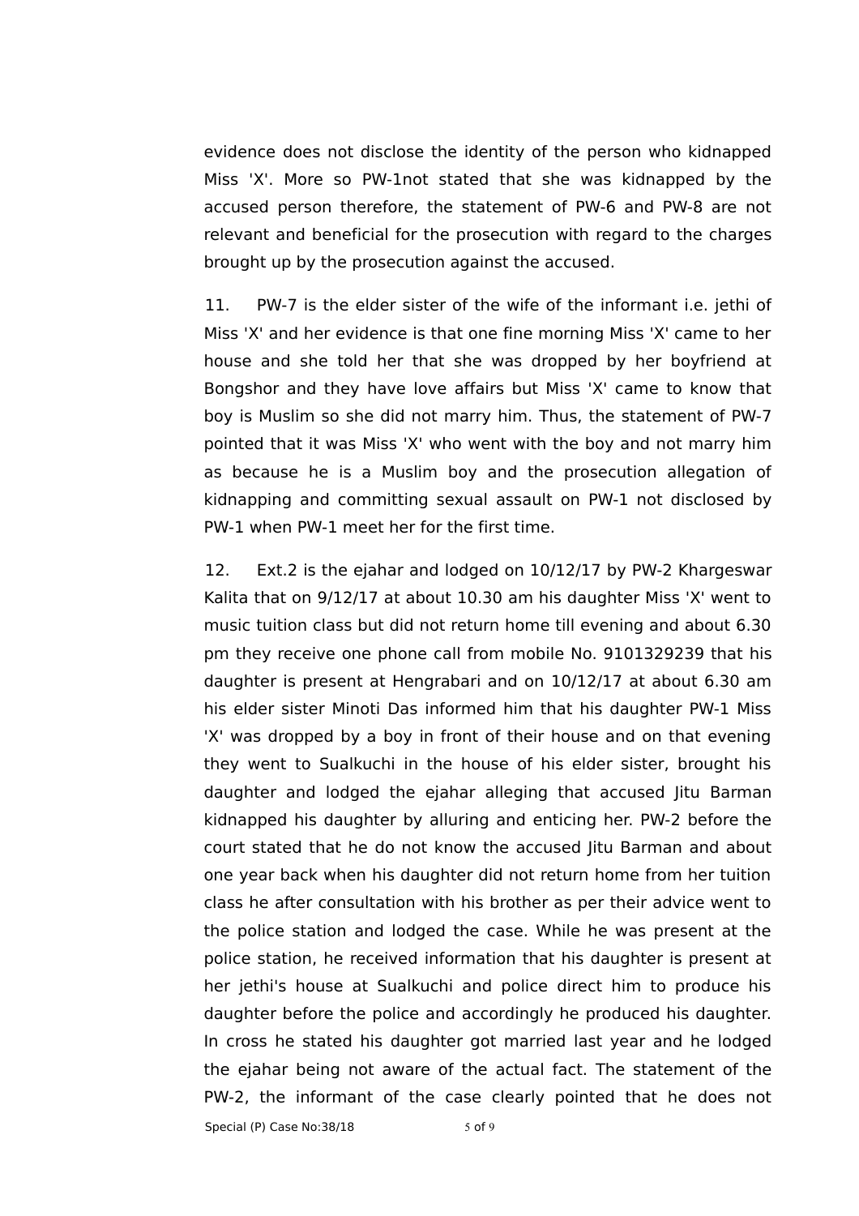evidence does not disclose the identity of the person who kidnapped Miss 'X'. More so PW-1not stated that she was kidnapped by the accused person therefore, the statement of PW-6 and PW-8 are not relevant and beneficial for the prosecution with regard to the charges brought up by the prosecution against the accused.

11. PW-7 is the elder sister of the wife of the informant i.e. jethi of Miss 'X' and her evidence is that one fine morning Miss 'X' came to her house and she told her that she was dropped by her boyfriend at Bongshor and they have love affairs but Miss 'X' came to know that boy is Muslim so she did not marry him. Thus, the statement of PW-7 pointed that it was Miss 'X' who went with the boy and not marry him as because he is a Muslim boy and the prosecution allegation of kidnapping and committing sexual assault on PW-1 not disclosed by PW-1 when PW-1 meet her for the first time.

12. Ext.2 is the ejahar and lodged on 10/12/17 by PW-2 Khargeswar Kalita that on 9/12/17 at about 10.30 am his daughter Miss 'X' went to music tuition class but did not return home till evening and about 6.30 pm they receive one phone call from mobile No. 9101329239 that his daughter is present at Hengrabari and on 10/12/17 at about 6.30 am his elder sister Minoti Das informed him that his daughter PW-1 Miss 'X' was dropped by a boy in front of their house and on that evening they went to Sualkuchi in the house of his elder sister, brought his daughter and lodged the ejahar alleging that accused Jitu Barman kidnapped his daughter by alluring and enticing her. PW-2 before the court stated that he do not know the accused Jitu Barman and about one year back when his daughter did not return home from her tuition class he after consultation with his brother as per their advice went to the police station and lodged the case. While he was present at the police station, he received information that his daughter is present at her jethi's house at Sualkuchi and police direct him to produce his daughter before the police and accordingly he produced his daughter. In cross he stated his daughter got married last year and he lodged the ejahar being not aware of the actual fact. The statement of the PW-2, the informant of the case clearly pointed that he does not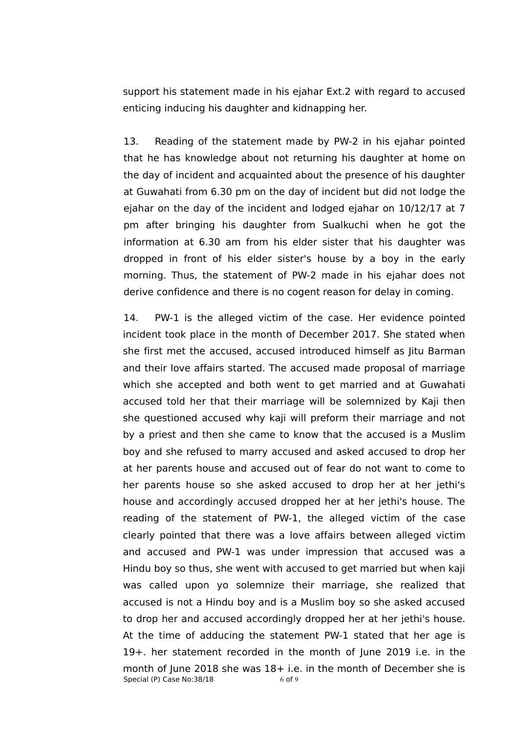support his statement made in his ejahar Ext.2 with regard to accused enticing inducing his daughter and kidnapping her.

13. Reading of the statement made by PW-2 in his ejahar pointed that he has knowledge about not returning his daughter at home on the day of incident and acquainted about the presence of his daughter at Guwahati from 6.30 pm on the day of incident but did not lodge the ejahar on the day of the incident and lodged ejahar on 10/12/17 at 7 pm after bringing his daughter from Sualkuchi when he got the information at 6.30 am from his elder sister that his daughter was dropped in front of his elder sister's house by a boy in the early morning. Thus, the statement of PW-2 made in his ejahar does not derive confidence and there is no cogent reason for delay in coming.

14. PW-1 is the alleged victim of the case. Her evidence pointed incident took place in the month of December 2017. She stated when she first met the accused, accused introduced himself as Jitu Barman and their love affairs started. The accused made proposal of marriage which she accepted and both went to get married and at Guwahati accused told her that their marriage will be solemnized by Kaji then she questioned accused why kaji will preform their marriage and not by a priest and then she came to know that the accused is a Muslim boy and she refused to marry accused and asked accused to drop her at her parents house and accused out of fear do not want to come to her parents house so she asked accused to drop her at her jethi's house and accordingly accused dropped her at her jethi's house. The reading of the statement of PW-1, the alleged victim of the case clearly pointed that there was a love affairs between alleged victim and accused and PW-1 was under impression that accused was a Hindu boy so thus, she went with accused to get married but when kaji was called upon yo solemnize their marriage, she realized that accused is not a Hindu boy and is a Muslim boy so she asked accused to drop her and accused accordingly dropped her at her jethi's house. At the time of adducing the statement PW-1 stated that her age is 19+. her statement recorded in the month of June 2019 i.e. in the month of June 2018 she was 18+ i.e. in the month of December she is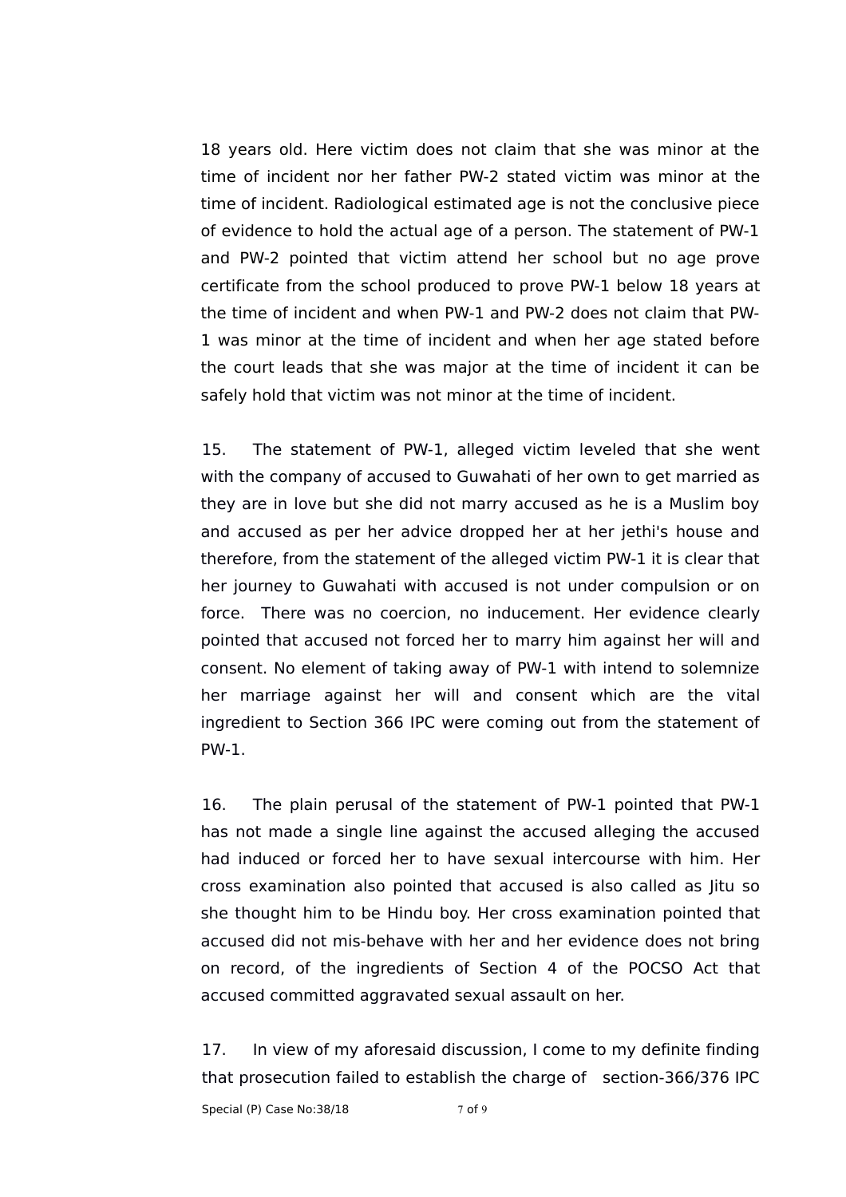18 years old. Here victim does not claim that she was minor at the time of incident nor her father PW-2 stated victim was minor at the time of incident. Radiological estimated age is not the conclusive piece of evidence to hold the actual age of a person. The statement of PW-1 and PW-2 pointed that victim attend her school but no age prove certificate from the school produced to prove PW-1 below 18 years at the time of incident and when PW-1 and PW-2 does not claim that PW-1 was minor at the time of incident and when her age stated before the court leads that she was major at the time of incident it can be safely hold that victim was not minor at the time of incident.

15. The statement of PW-1, alleged victim leveled that she went with the company of accused to Guwahati of her own to get married as they are in love but she did not marry accused as he is a Muslim boy and accused as per her advice dropped her at her jethi's house and therefore, from the statement of the alleged victim PW-1 it is clear that her journey to Guwahati with accused is not under compulsion or on force. There was no coercion, no inducement. Her evidence clearly pointed that accused not forced her to marry him against her will and consent. No element of taking away of PW-1 with intend to solemnize her marriage against her will and consent which are the vital ingredient to Section 366 IPC were coming out from the statement of PW-1.

16. The plain perusal of the statement of PW-1 pointed that PW-1 has not made a single line against the accused alleging the accused had induced or forced her to have sexual intercourse with him. Her cross examination also pointed that accused is also called as Jitu so she thought him to be Hindu boy. Her cross examination pointed that accused did not mis-behave with her and her evidence does not bring on record, of the ingredients of Section 4 of the POCSO Act that accused committed aggravated sexual assault on her.

17. In view of my aforesaid discussion, I come to my definite finding that prosecution failed to establish the charge of section-366/376 IPC

Special (P) Case No:38/18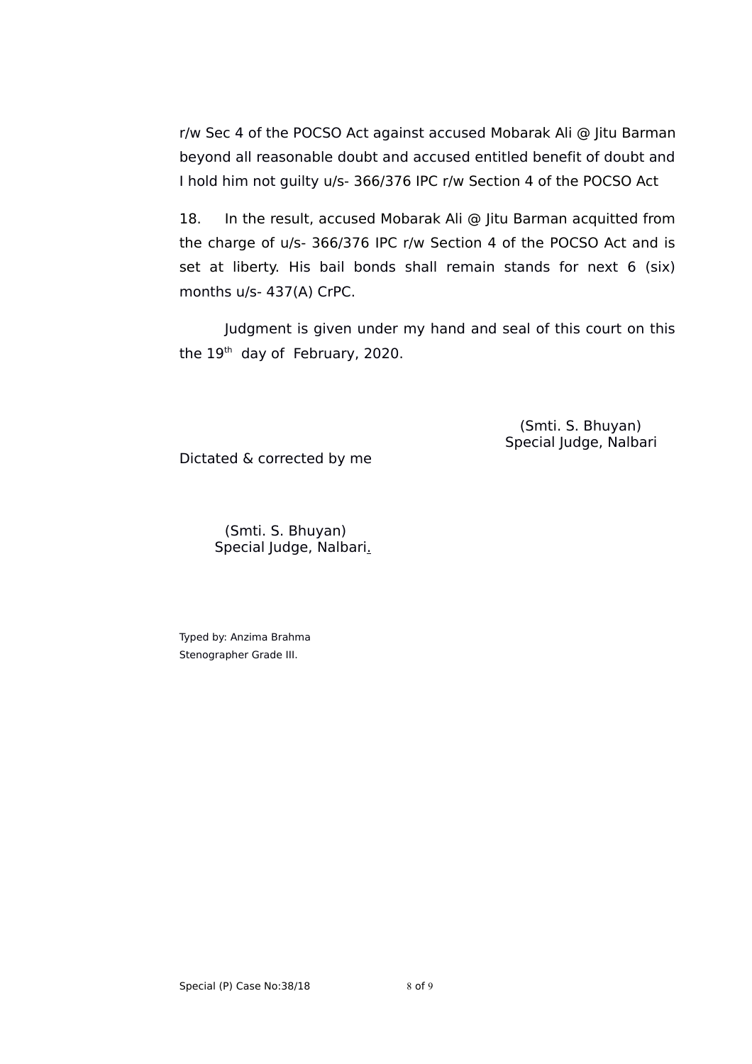r/w Sec 4 of the POCSO Act against accused Mobarak Ali @ Jitu Barman beyond all reasonable doubt and accused entitled benefit of doubt and I hold him not guilty u/s- 366/376 IPC r/w Section 4 of the POCSO Act

18. In the result, accused Mobarak Ali @ Jitu Barman acquitted from the charge of u/s- 366/376 IPC r/w Section 4 of the POCSO Act and is set at liberty. His bail bonds shall remain stands for next 6 (six) months u/s- 437(A) CrPC.

Judgment is given under my hand and seal of this court on this the 19th day of February, 2020.

(Smti. S. Bhuyan)
Special Judge, Nalbari

Dictated & corrected by me

(Smti. S. Bhuyan)
Special Judge, Nalbari.

Typed by: Anzima Brahma
Stenographer Grade III.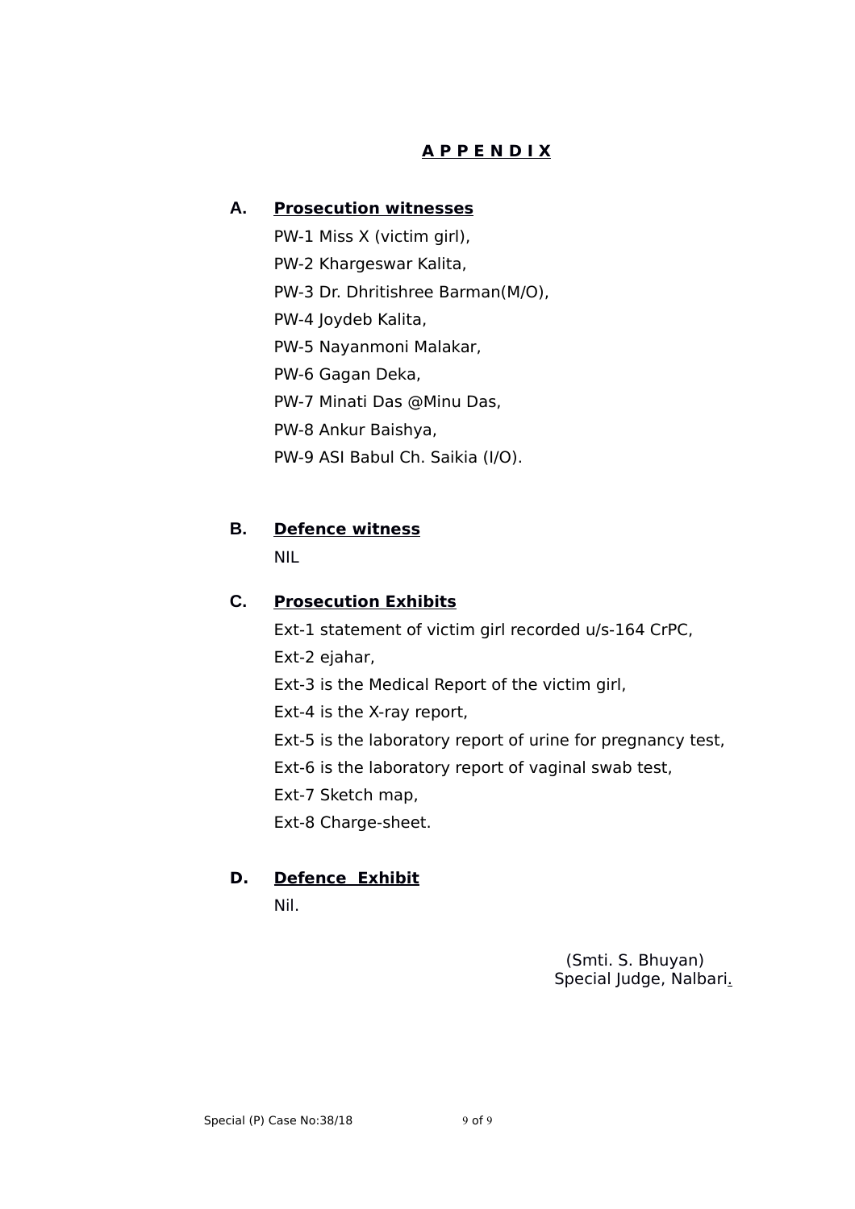# **A P P E N D I X**

**A. Prosecution witnesses**

PW-1 Miss X (victim girl),
PW-2 Khargeswar Kalita,
PW-3 Dr. Dhritishree Barman(M/O),
PW-4 Joydeb Kalita,
PW-5 Nayanmoni Malakar,
PW-6 Gagan Deka,
PW-7 Minati Das @Minu Das,
PW-8 Ankur Baishya,
PW-9 ASI Babul Ch. Saikia (I/O).

**B. Defence witness**

NIL

**C. Prosecution Exhibits**

Ext-1 statement of victim girl recorded u/s-164 CrPC,
Ext-2 ejahar,
Ext-3 is the Medical Report of the victim girl,
Ext-4 is the X-ray report,
Ext-5 is the laboratory report of urine for pregnancy test,
Ext-6 is the laboratory report of vaginal swab test,
Ext-7 Sketch map,
Ext-8 Charge-sheet.

**D. Defence Exhibit**

Nil.

(Smti. S. Bhuyan)
Special Judge, Nalbari.